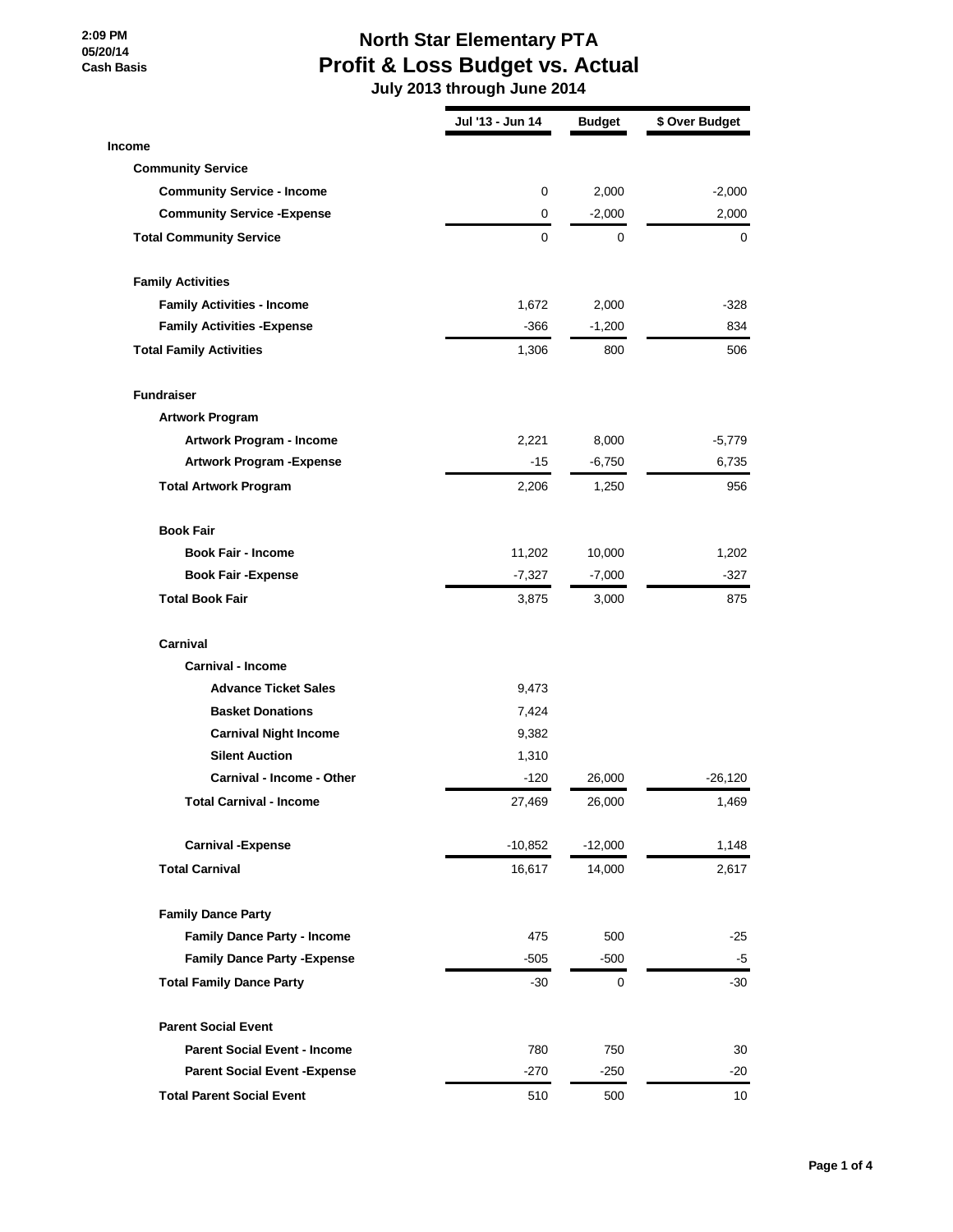2:09 PM
05/20/14
Cash Basis

# North Star Elementary PTA
## Profit & Loss Budget vs. Actual
### July 2013 through June 2014

| | Jul '13 - Jun 14 | Budget | $ Over Budget |
|---|---|---|---|
| **Income** | | | |
| **Community Service** | | | |
| **Community Service - Income** | 0 | 2,000 | -2,000 |
| **Community Service -Expense** | 0 | -2,000 | 2,000 |
| **Total Community Service** | 0 | 0 | 0 |
| **Family Activities** | | | |
| **Family Activities - Income** | 1,672 | 2,000 | -328 |
| **Family Activities -Expense** | -366 | -1,200 | 834 |
| **Total Family Activities** | 1,306 | 800 | 506 |
| **Fundraiser** | | | |
| **Artwork Program** | | | |
| **Artwork Program - Income** | 2,221 | 8,000 | -5,779 |
| **Artwork Program -Expense** | -15 | -6,750 | 6,735 |
| **Total Artwork Program** | 2,206 | 1,250 | 956 |
| **Book Fair** | | | |
| **Book Fair - Income** | 11,202 | 10,000 | 1,202 |
| **Book Fair -Expense** | -7,327 | -7,000 | -327 |
| **Total Book Fair** | 3,875 | 3,000 | 875 |
| **Carnival** | | | |
| **Carnival - Income** | | | |
| **Advance Ticket Sales** | 9,473 | | |
| **Basket Donations** | 7,424 | | |
| **Carnival Night Income** | 9,382 | | |
| **Silent Auction** | 1,310 | | |
| **Carnival - Income - Other** | -120 | 26,000 | -26,120 |
| **Total Carnival - Income** | 27,469 | 26,000 | 1,469 |
| **Carnival -Expense** | -10,852 | -12,000 | 1,148 |
| **Total Carnival** | 16,617 | 14,000 | 2,617 |
| **Family Dance Party** | | | |
| **Family Dance Party - Income** | 475 | 500 | -25 |
| **Family Dance Party -Expense** | -505 | -500 | -5 |
| **Total Family Dance Party** | -30 | 0 | -30 |
| **Parent Social Event** | | | |
| **Parent Social Event - Income** | 780 | 750 | 30 |
| **Parent Social Event -Expense** | -270 | -250 | -20 |
| **Total Parent Social Event** | 510 | 500 | 10 |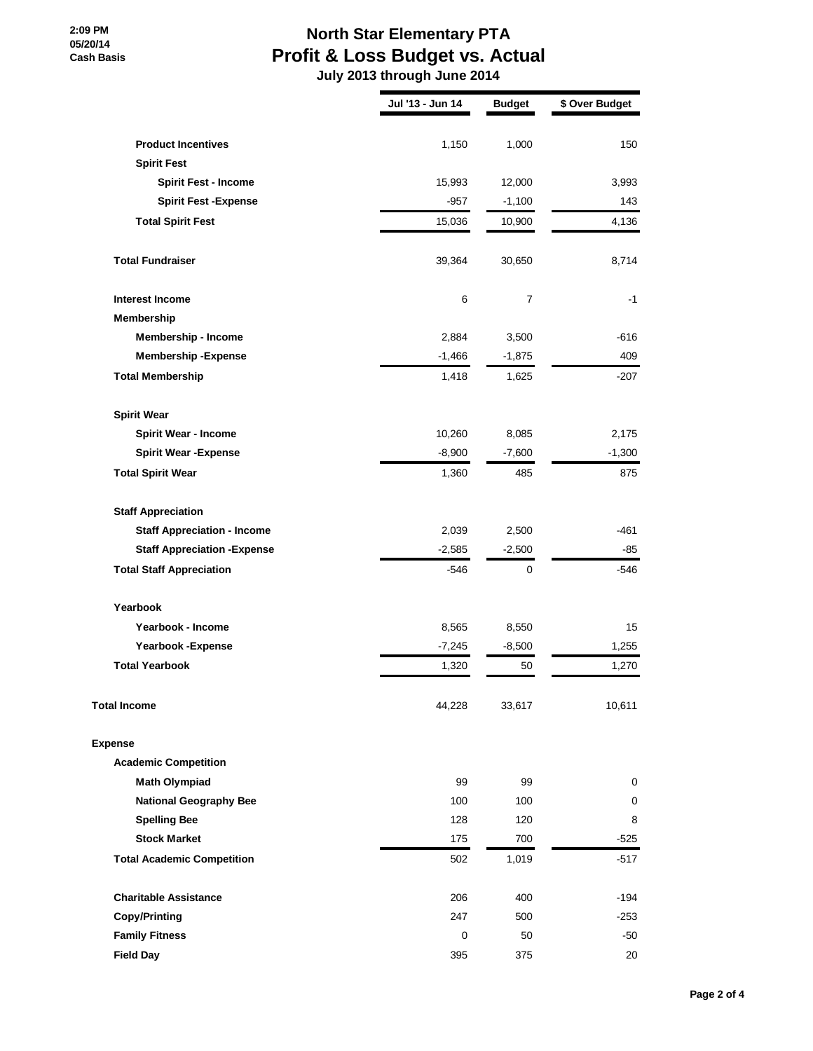# North Star Elementary PTA
## Profit & Loss Budget vs. Actual
### July 2013 through June 2014

2:09 PM
05/20/14
Cash Basis

| | Jul '13 - Jun 14 | Budget | $ Over Budget |
|---|---|---|---|
| **Product Incentives** | 1,150 | 1,000 | 150 |
| **Spirit Fest** | | | |
| **Spirit Fest - Income** | 15,993 | 12,000 | 3,993 |
| **Spirit Fest -Expense** | -957 | -1,100 | 143 |
| **Total Spirit Fest** | 15,036 | 10,900 | 4,136 |
| **Total Fundraiser** | 39,364 | 30,650 | 8,714 |
| **Interest Income** | 6 | 7 | -1 |
| **Membership** | | | |
| **Membership - Income** | 2,884 | 3,500 | -616 |
| **Membership -Expense** | -1,466 | -1,875 | 409 |
| **Total Membership** | 1,418 | 1,625 | -207 |
| **Spirit Wear** | | | |
| **Spirit Wear - Income** | 10,260 | 8,085 | 2,175 |
| **Spirit Wear -Expense** | -8,900 | -7,600 | -1,300 |
| **Total Spirit Wear** | 1,360 | 485 | 875 |
| **Staff Appreciation** | | | |
| **Staff Appreciation - Income** | 2,039 | 2,500 | -461 |
| **Staff Appreciation -Expense** | -2,585 | -2,500 | -85 |
| **Total Staff Appreciation** | -546 | 0 | -546 |
| **Yearbook** | | | |
| **Yearbook - Income** | 8,565 | 8,550 | 15 |
| **Yearbook -Expense** | -7,245 | -8,500 | 1,255 |
| **Total Yearbook** | 1,320 | 50 | 1,270 |
| **Total Income** | 44,228 | 33,617 | 10,611 |
| **Expense** | | | |
| **Academic Competition** | | | |
| **Math Olympiad** | 99 | 99 | 0 |
| **National Geography Bee** | 100 | 100 | 0 |
| **Spelling Bee** | 128 | 120 | 8 |
| **Stock Market** | 175 | 700 | -525 |
| **Total Academic Competition** | 502 | 1,019 | -517 |
| **Charitable Assistance** | 206 | 400 | -194 |
| **Copy/Printing** | 247 | 500 | -253 |
| **Family Fitness** | 0 | 50 | -50 |
| **Field Day** | 395 | 375 | 20 |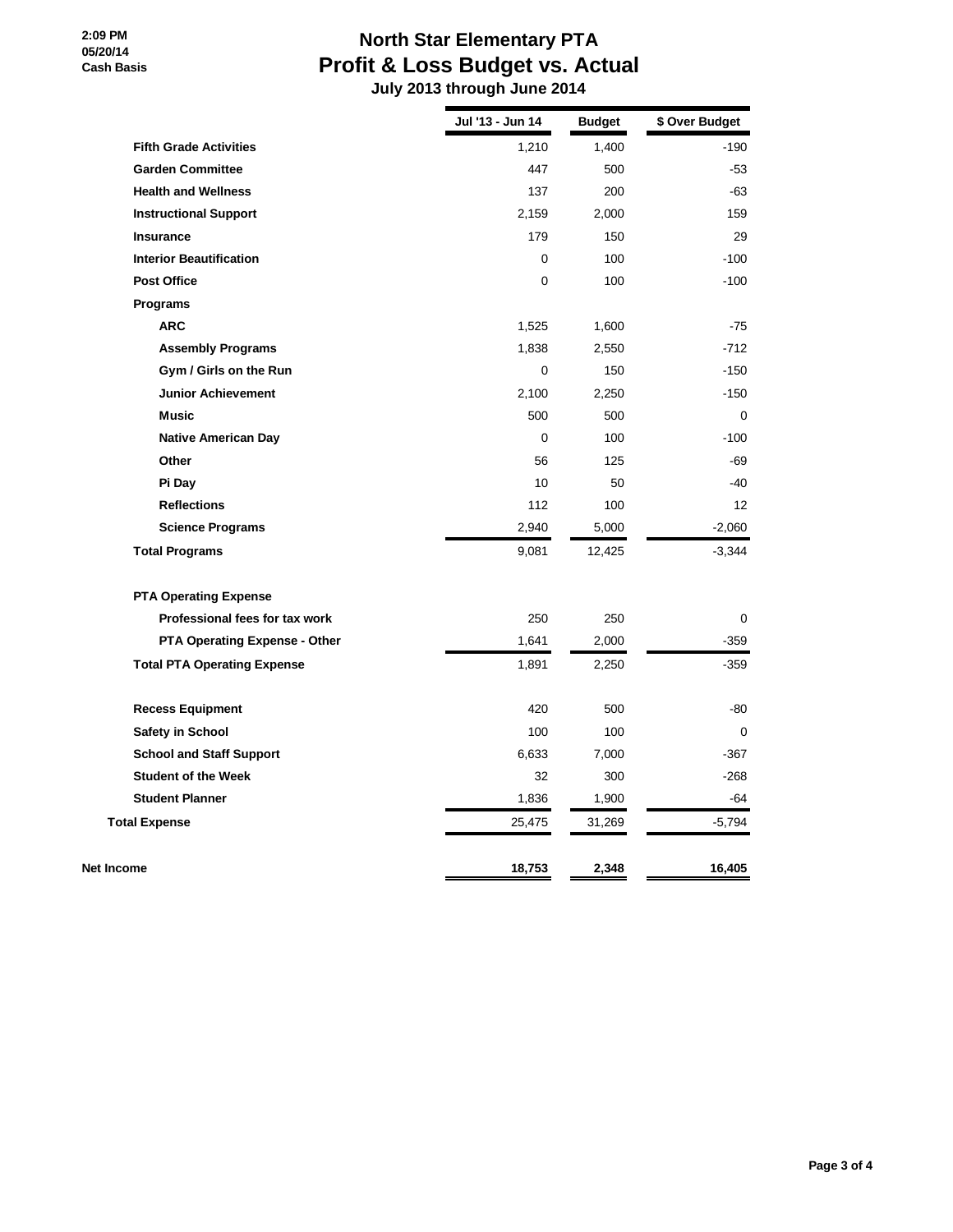2:09 PM
05/20/14
Cash Basis

# North Star Elementary PTA
## Profit & Loss Budget vs. Actual
### July 2013 through June 2014

| | Jul '13 - Jun 14 | Budget | $ Over Budget |
|---|---|---|---|
| **Fifth Grade Activities** | 1,210 | 1,400 | -190 |
| **Garden Committee** | 447 | 500 | -53 |
| **Health and Wellness** | 137 | 200 | -63 |
| **Instructional Support** | 2,159 | 2,000 | 159 |
| **Insurance** | 179 | 150 | 29 |
| **Interior Beautification** | 0 | 100 | -100 |
| **Post Office** | 0 | 100 | -100 |
| **Programs** | | | |
| **ARC** | 1,525 | 1,600 | -75 |
| **Assembly Programs** | 1,838 | 2,550 | -712 |
| **Gym / Girls on the Run** | 0 | 150 | -150 |
| **Junior Achievement** | 2,100 | 2,250 | -150 |
| **Music** | 500 | 500 | 0 |
| **Native American Day** | 0 | 100 | -100 |
| **Other** | 56 | 125 | -69 |
| **Pi Day** | 10 | 50 | -40 |
| **Reflections** | 112 | 100 | 12 |
| **Science Programs** | 2,940 | 5,000 | -2,060 |
| **Total Programs** | 9,081 | 12,425 | -3,344 |
| **PTA Operating Expense** | | | |
| **Professional fees for tax work** | 250 | 250 | 0 |
| **PTA Operating Expense - Other** | 1,641 | 2,000 | -359 |
| **Total PTA Operating Expense** | 1,891 | 2,250 | -359 |
| **Recess Equipment** | 420 | 500 | -80 |
| **Safety in School** | 100 | 100 | 0 |
| **School and Staff Support** | 6,633 | 7,000 | -367 |
| **Student of the Week** | 32 | 300 | -268 |
| **Student Planner** | 1,836 | 1,900 | -64 |
| **Total Expense** | 25,475 | 31,269 | -5,794 |
| **Net Income** | **18,753** | **2,348** | **16,405** |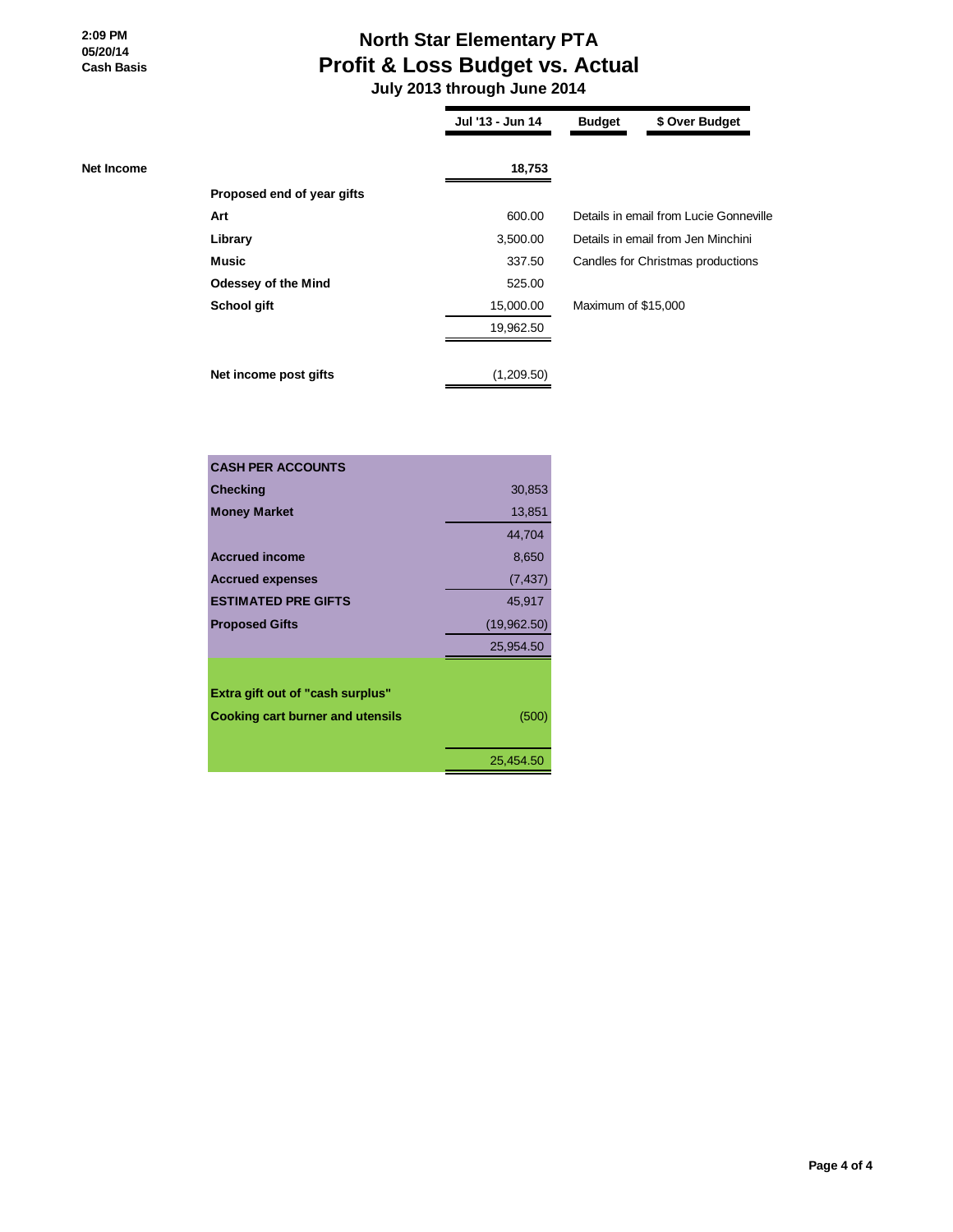2:09 PM
05/20/14
Cash Basis

# North Star Elementary PTA
## Profit & Loss Budget vs. Actual
### July 2013 through June 2014

| | | Jul '13 - Jun 14 | Budget | $ Over Budget |
|---|---|---|---|---|
| **Net Income** | | **18,753** | | |
| | **Proposed end of year gifts** | | | |
| | **Art** | 600.00 | Details in email from Lucie Gonneville | |
| | **Library** | 3,500.00 | Details in email from Jen Minchini | |
| | **Music** | 337.50 | Candles for Christmas productions | |
| | **Odessey of the Mind** | 525.00 | | |
| | **School gift** | 15,000.00 | Maximum of $15,000 | |
| | | 19,962.50 | | |
| | **Net income post gifts** | (1,209.50) | | |

| | |
|---|---|
| **CASH PER ACCOUNTS** | |
| **Checking** | 30,853 |
| **Money Market** | 13,851 |
| | 44,704 |
| **Accrued income** | 8,650 |
| **Accrued expenses** | (7,437) |
| **ESTIMATED PRE GIFTS** | 45,917 |
| **Proposed Gifts** | (19,962.50) |
| | 25,954.50 |
| **Extra gift out of "cash surplus"** | |
| **Cooking cart burner and utensils** | (500) |
| | 25,454.50 |